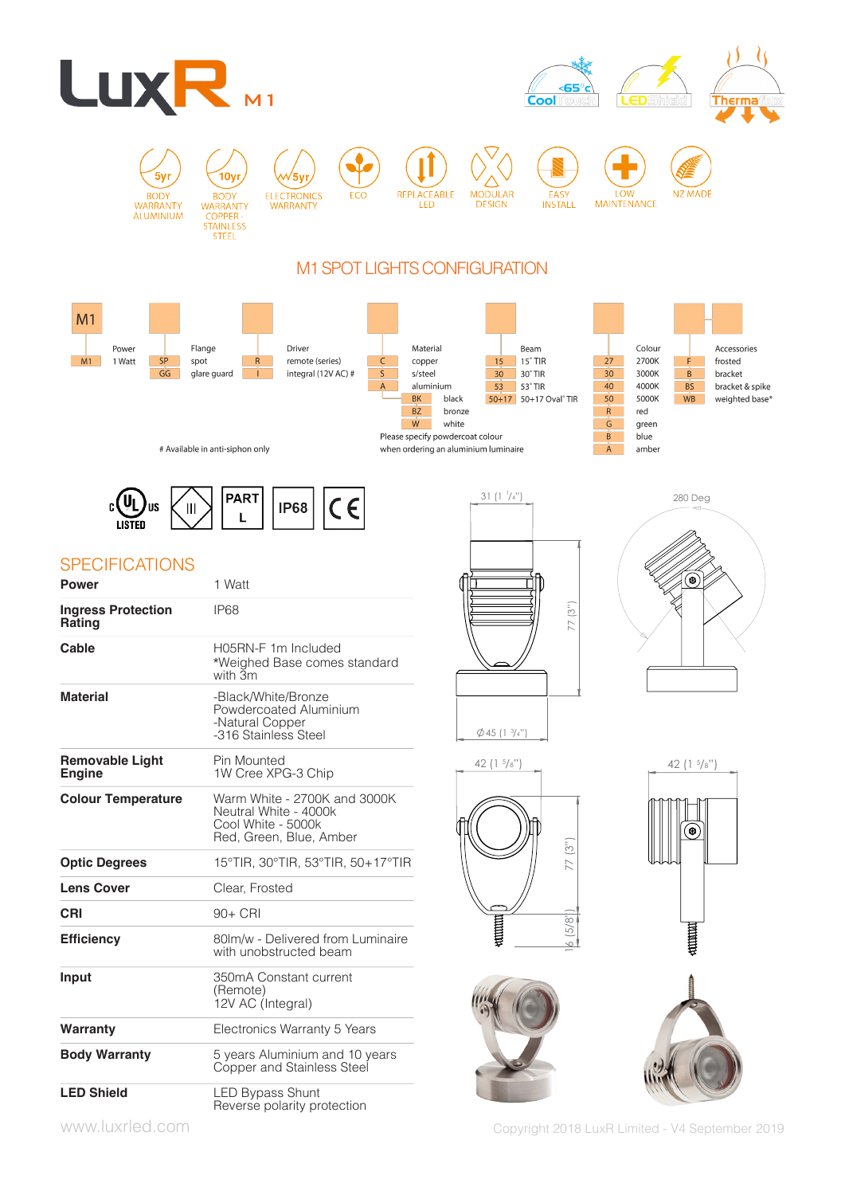# LuxR M1

Cool Touch <65°c · LEDShield · Thermaflux

5yr BODY WARRANTY ALUMINIUM · 10yr BODY WARRANTY COPPER - STAINLESS STEEL · 5yr ELECTRONICS WARRANTY · ECO · REPLACEABLE LED · MODULAR DESIGN · EASY INSTALL · LOW MAINTENANCE · NZ MADE

## M1 SPOT LIGHTS CONFIGURATION

| M1 | Power | | Flange | | Driver | | Material | | Beam | | Colour | | Accessories |
|---|---|---|---|---|---|---|---|---|---|---|---|---|---|
| M1 | 1 Watt | SP | spot | R | remote (series) | C | copper | 15 | 15° TIR | 27 | 2700K | F | frosted |
| | | GG | glare guard | I | integral (12V AC) # | S | s/steel | 30 | 30° TIR | 30 | 3000K | B | bracket |
| | | | | | | A | aluminium | 53 | 53° TIR | 40 | 4000K | BS | bracket & spike |
| | | | | | | BK | black | 50+17 | 50+17 Oval° TIR | 50 | 5000K | WB | weighted base* |
| | | | | | | BZ | bronze | | | R | red | | |
| | | | | | | W | white | | | G | green | | |
| | | | | | | | | | | B | blue | | |
| | | | | | | | | | | A | amber | | |

# Available in anti-siphon only

Please specify powdercoat colour when ordering an aluminium luminaire

cULus LISTED · III · PART L · IP68 · CE

## SPECIFICATIONS

| | |
|---|---|
| **Power** | 1 Watt |
| **Ingress Protection Rating** | IP68 |
| **Cable** | H05RN-F 1m Included<br>*Weighed Base comes standard with 3m |
| **Material** | -Black/White/Bronze Powdercoated Aluminium<br>-Natural Copper<br>-316 Stainless Steel |
| **Removable Light Engine** | Pin Mounted<br>1W Cree XPG-3 Chip |
| **Colour Temperature** | Warm White - 2700K and 3000K<br>Neutral White - 4000k<br>Cool White - 5000k<br>Red, Green, Blue, Amber |
| **Optic Degrees** | 15°TIR, 30°TIR, 53°TIR, 50+17°TIR |
| **Lens Cover** | Clear, Frosted |
| **CRI** | 90+ CRI |
| **Efficiency** | 80lm/w - Delivered from Luminaire with unobstructed beam |
| **Input** | 350mA Constant current (Remote)<br>12V AC (Integral) |
| **Warranty** | Electronics Warranty 5 Years |
| **Body Warranty** | 5 years Aluminium and 10 years Copper and Stainless Steel |
| **LED Shield** | LED Bypass Shunt<br>Reverse polarity protection |

31 (1 1/4") · 77 (3") · Ø45 (1 3/4") · 280 Deg · 42 (1 5/8") · 77 (3") · 16 (5/8") · 42 (1 5/8")

www.luxrled.com

Copyright 2018 LuxR Limited - V4 September 2019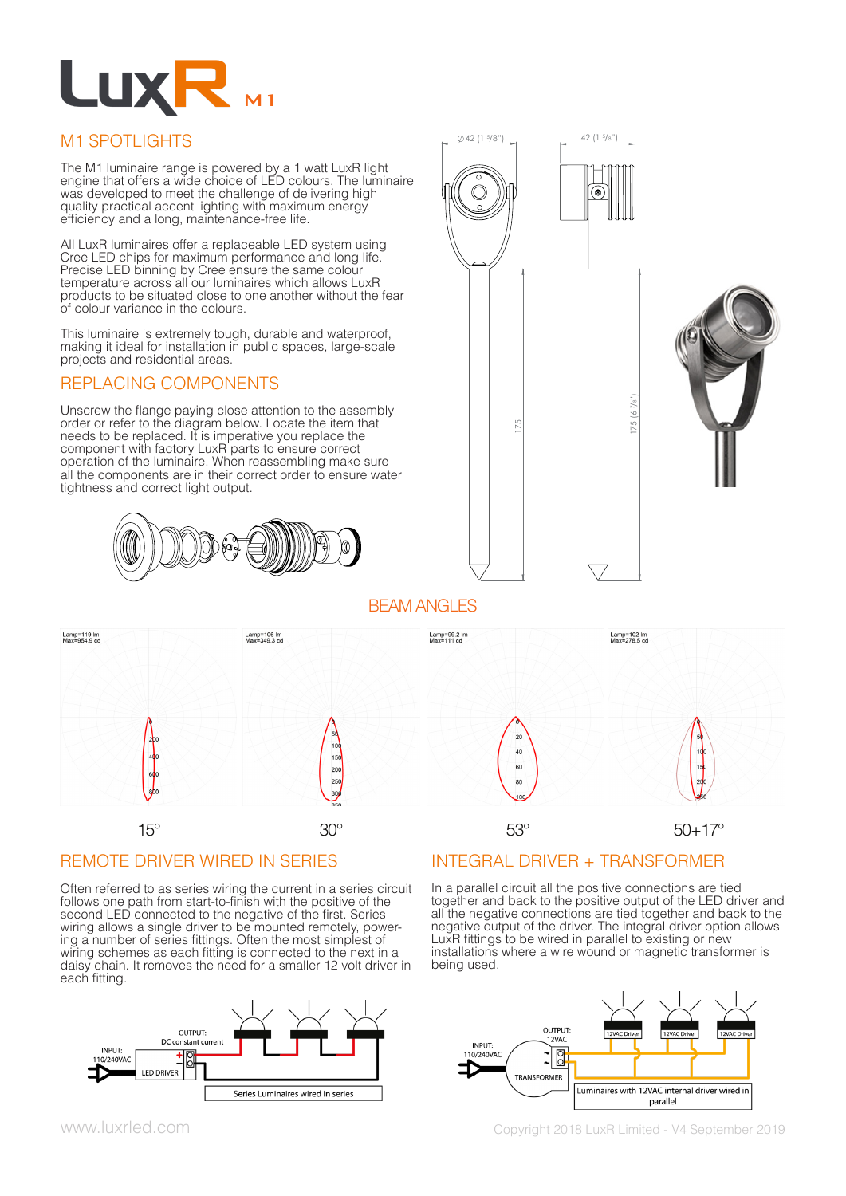# LuxR M1

## M1 SPOTLIGHTS

The M1 luminaire range is powered by a 1 watt LuxR light engine that offers a wide choice of LED colours. The luminaire was developed to meet the challenge of delivering high quality practical accent lighting with maximum energy efficiency and a long, maintenance-free life.

All LuxR luminaires offer a replaceable LED system using Cree LED chips for maximum performance and long life. Precise LED binning by Cree ensure the same colour temperature across all our luminaires which allows LuxR products to be situated close to one another without the fear of colour variance in the colours.

This luminaire is extremely tough, durable and waterproof, making it ideal for installation in public spaces, large-scale projects and residential areas.

## REPLACING COMPONENTS

Unscrew the flange paying close attention to the assembly order or refer to the diagram below. Locate the item that needs to be replaced. It is imperative you replace the component with factory LuxR parts to ensure correct operation of the luminaire. When reassembling make sure all the components are in their correct order to ensure water tightness and correct light output.

Ø 42 (1 5/8")

42 (1 5/8")

175

175 (6 7/8")

## BEAM ANGLES

Lamp=119 lm
Max=954.9 cd

200
400
600
800

15°

Lamp=106 lm
Max=349.3 cd

50
100
150
200
250
300
350

30°

Lamp=99.2 lm
Max=111 cd

20
40
60
80
100

53°

Lamp=102 lm
Max=278.5 cd

50
100
150
200
250

50+17°

## REMOTE DRIVER WIRED IN SERIES

Often referred to as series wiring the current in a series circuit follows one path from start-to-finish with the positive of the second LED connected to the negative of the first. Series wiring allows a single driver to be mounted remotely, powering a number of series fittings. Often the most simplest of wiring schemes as each fitting is connected to the next in a daisy chain. It removes the need for a smaller 12 volt driver in each fitting.

INPUT:
110/240VAC

OUTPUT:
DC constant current

LED DRIVER

Series Luminaires wired in series

## INTEGRAL DRIVER + TRANSFORMER

In a parallel circuit all the positive connections are tied together and back to the positive output of the LED driver and all the negative connections are tied together and back to the negative output of the driver. The integral driver option allows LuxR fittings to be wired in parallel to existing or new installations where a wire wound or magnetic transformer is being used.

INPUT:
110/240VAC

OUTPUT:
12VAC

TRANSFORMER

12VAC Driver

12VAC Driver

12VAC Driver

Luminaires with 12VAC internal driver wired in parallel

www.luxrled.com

Copyright 2018 LuxR Limited - V4 September 2019